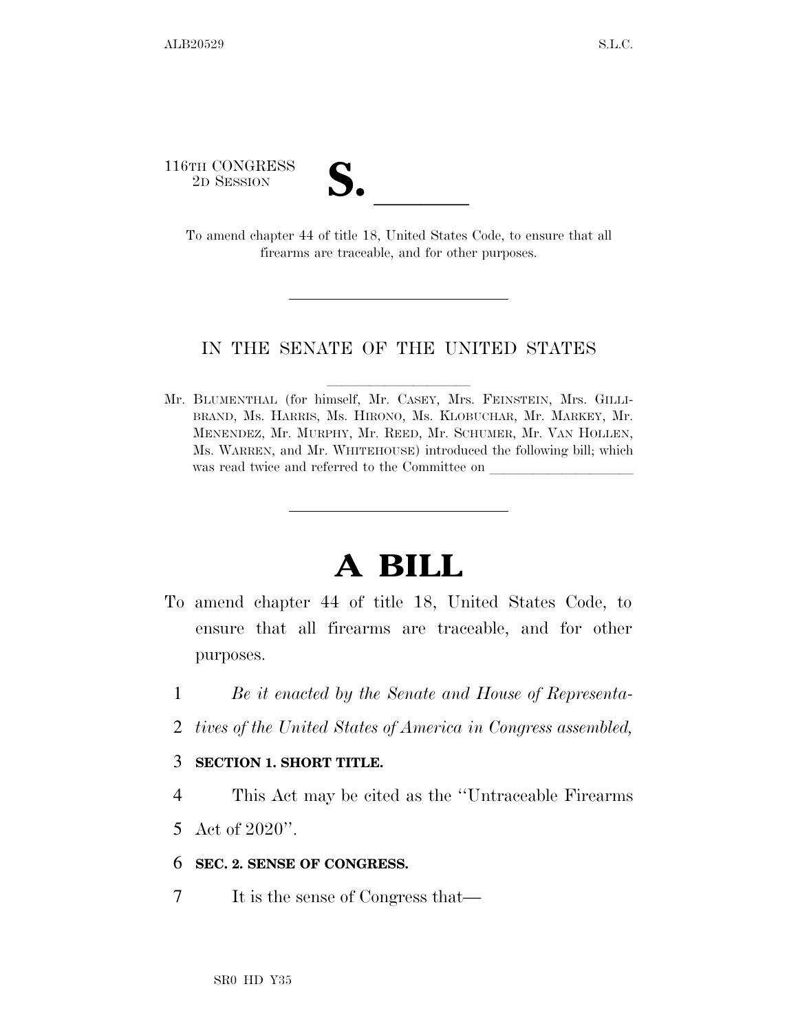116TH CONGRESS
2D SESSION

# S. \_\_\_\_\_\_

To amend chapter 44 of title 18, United States Code, to ensure that all firearms are traceable, and for other purposes.

---

IN THE SENATE OF THE UNITED STATES

Mr. BLUMENTHAL (for himself, Mr. CASEY, Mrs. FEINSTEIN, Mrs. GILLIBRAND, Ms. HARRIS, Ms. HIRONO, Ms. KLOBUCHAR, Mr. MARKEY, Mr. MENENDEZ, Mr. MURPHY, Mr. REED, Mr. SCHUMER, Mr. VAN HOLLEN, Ms. WARREN, and Mr. WHITEHOUSE) introduced the following bill; which was read twice and referred to the Committee on \_\_\_\_\_\_\_\_\_\_\_\_\_\_\_\_\_\_\_\_

---

# A BILL

To amend chapter 44 of title 18, United States Code, to ensure that all firearms are traceable, and for other purposes.

1 *Be it enacted by the Senate and House of Representa-*
2 *tives of the United States of America in Congress assembled,*

3 **SECTION 1. SHORT TITLE.**

4 This Act may be cited as the ''Untraceable Firearms
5 Act of 2020''.

6 **SEC. 2. SENSE OF CONGRESS.**

7 It is the sense of Congress that—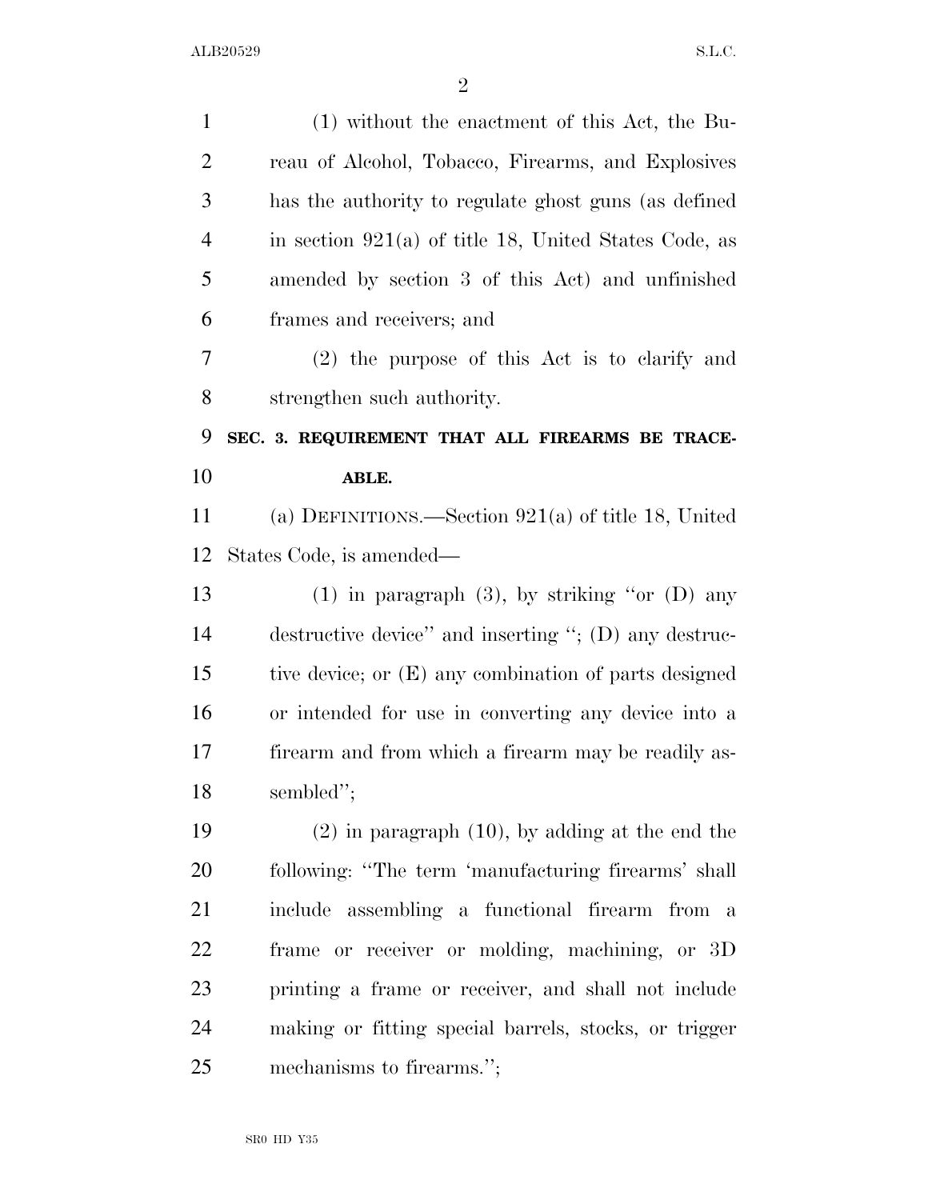(1) without the enactment of this Act, the Bureau of Alcohol, Tobacco, Firearms, and Explosives has the authority to regulate ghost guns (as defined in section 921(a) of title 18, United States Code, as amended by section 3 of this Act) and unfinished frames and receivers; and

(2) the purpose of this Act is to clarify and strengthen such authority.

**SEC. 3. REQUIREMENT THAT ALL FIREARMS BE TRACEABLE.**

(a) DEFINITIONS.—Section 921(a) of title 18, United States Code, is amended—

(1) in paragraph (3), by striking "or (D) any destructive device" and inserting "; (D) any destructive device; or (E) any combination of parts designed or intended for use in converting any device into a firearm and from which a firearm may be readily assembled";

(2) in paragraph (10), by adding at the end the following: "The term 'manufacturing firearms' shall include assembling a functional firearm from a frame or receiver or molding, machining, or 3D printing a frame or receiver, and shall not include making or fitting special barrels, stocks, or trigger mechanisms to firearms.";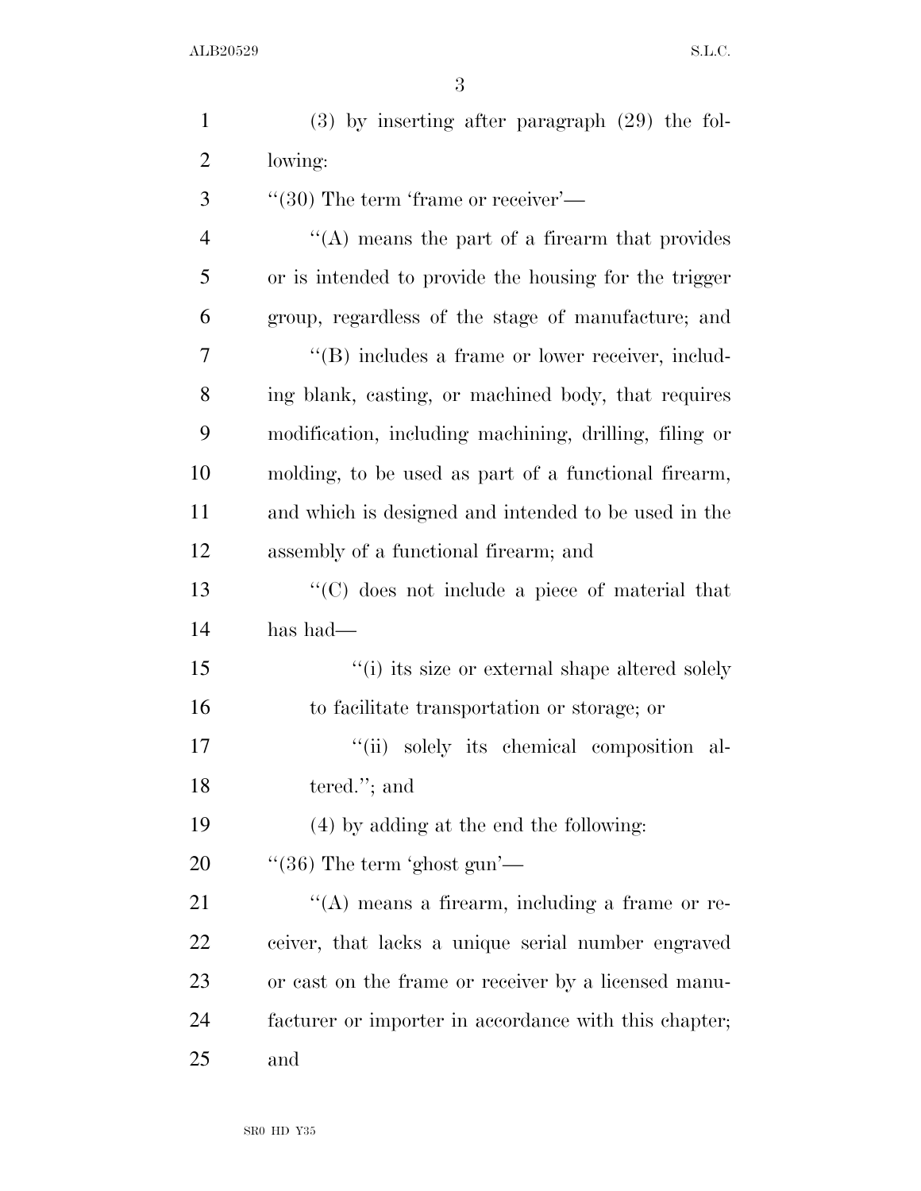(3) by inserting after paragraph (29) the following:

''(30) The term 'frame or receiver'—

''(A) means the part of a firearm that provides or is intended to provide the housing for the trigger group, regardless of the stage of manufacture; and

''(B) includes a frame or lower receiver, including blank, casting, or machined body, that requires modification, including machining, drilling, filing or molding, to be used as part of a functional firearm, and which is designed and intended to be used in the assembly of a functional firearm; and

''(C) does not include a piece of material that has had—

''(i) its size or external shape altered solely to facilitate transportation or storage; or

''(ii) solely its chemical composition altered.''; and

(4) by adding at the end the following:

''(36) The term 'ghost gun'—

''(A) means a firearm, including a frame or receiver, that lacks a unique serial number engraved or cast on the frame or receiver by a licensed manufacturer or importer in accordance with this chapter; and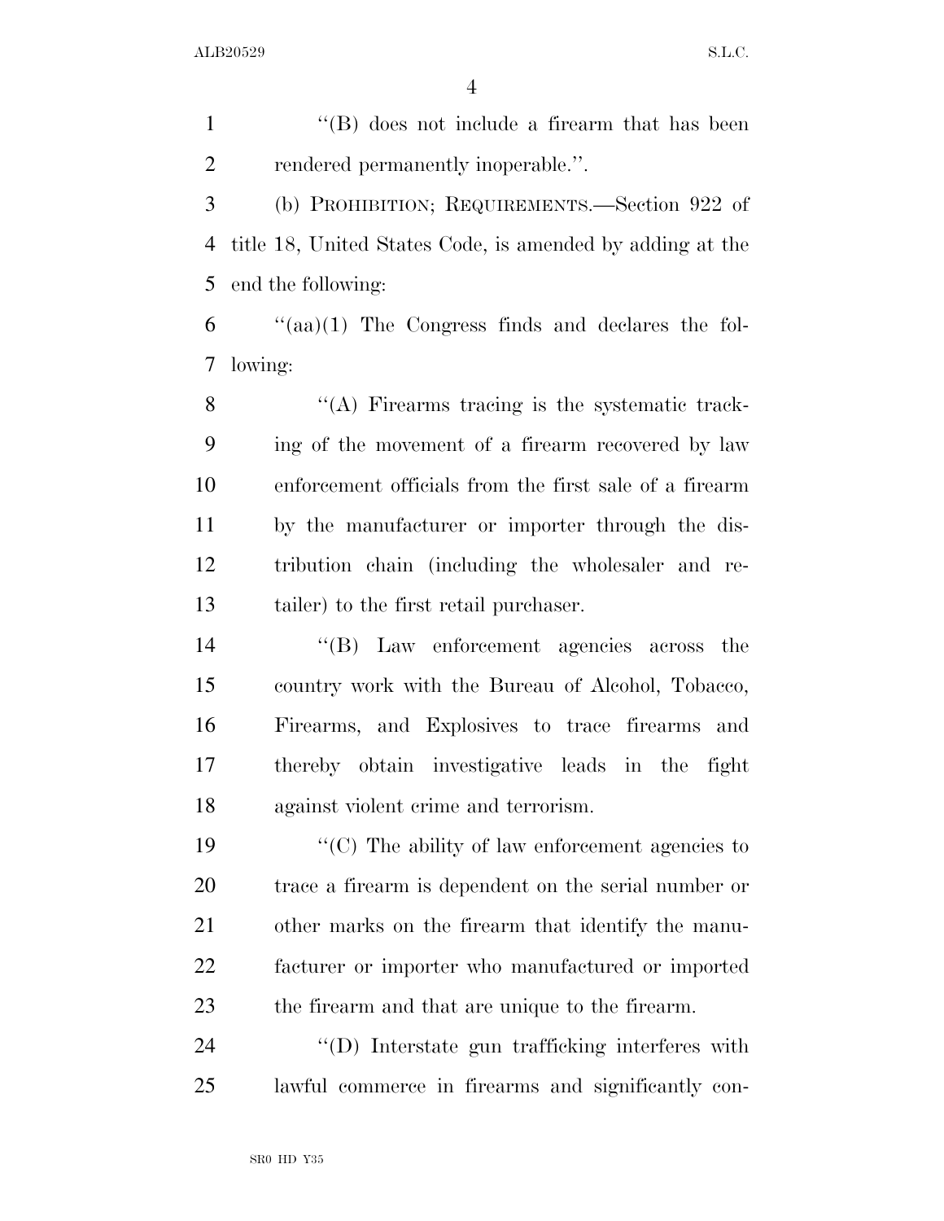''(B) does not include a firearm that has been rendered permanently inoperable.''.

(b) PROHIBITION; REQUIREMENTS.—Section 922 of title 18, United States Code, is amended by adding at the end the following:

''(aa)(1) The Congress finds and declares the following:

''(A) Firearms tracing is the systematic tracking of the movement of a firearm recovered by law enforcement officials from the first sale of a firearm by the manufacturer or importer through the distribution chain (including the wholesaler and retailer) to the first retail purchaser.

''(B) Law enforcement agencies across the country work with the Bureau of Alcohol, Tobacco, Firearms, and Explosives to trace firearms and thereby obtain investigative leads in the fight against violent crime and terrorism.

''(C) The ability of law enforcement agencies to trace a firearm is dependent on the serial number or other marks on the firearm that identify the manufacturer or importer who manufactured or imported the firearm and that are unique to the firearm.

''(D) Interstate gun trafficking interferes with lawful commerce in firearms and significantly con-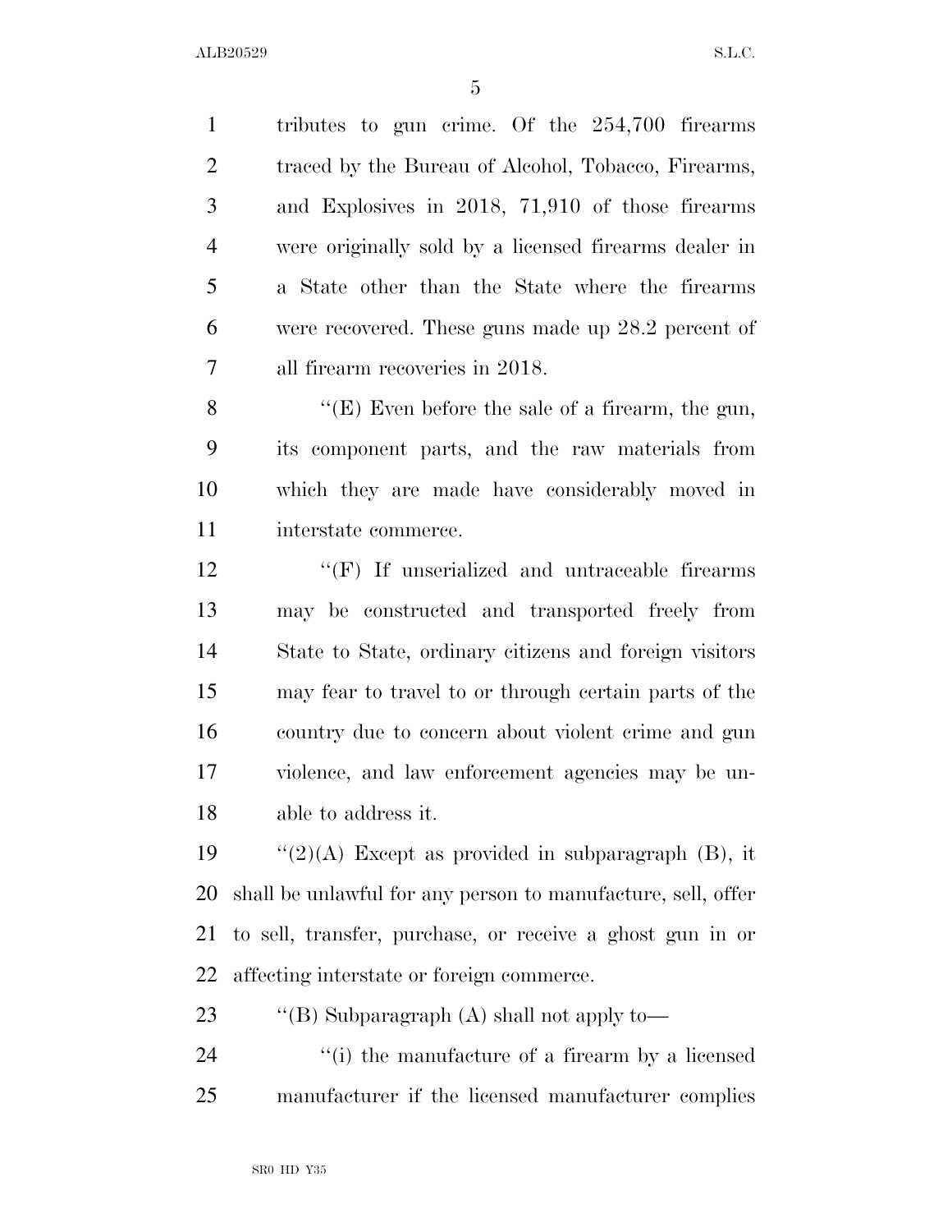tributes to gun crime. Of the 254,700 firearms traced by the Bureau of Alcohol, Tobacco, Firearms, and Explosives in 2018, 71,910 of those firearms were originally sold by a licensed firearms dealer in a State other than the State where the firearms were recovered. These guns made up 28.2 percent of all firearm recoveries in 2018.

''(E) Even before the sale of a firearm, the gun, its component parts, and the raw materials from which they are made have considerably moved in interstate commerce.

''(F) If unserialized and untraceable firearms may be constructed and transported freely from State to State, ordinary citizens and foreign visitors may fear to travel to or through certain parts of the country due to concern about violent crime and gun violence, and law enforcement agencies may be unable to address it.

''(2)(A) Except as provided in subparagraph (B), it shall be unlawful for any person to manufacture, sell, offer to sell, transfer, purchase, or receive a ghost gun in or affecting interstate or foreign commerce.

''(B) Subparagraph (A) shall not apply to—

''(i) the manufacture of a firearm by a licensed manufacturer if the licensed manufacturer complies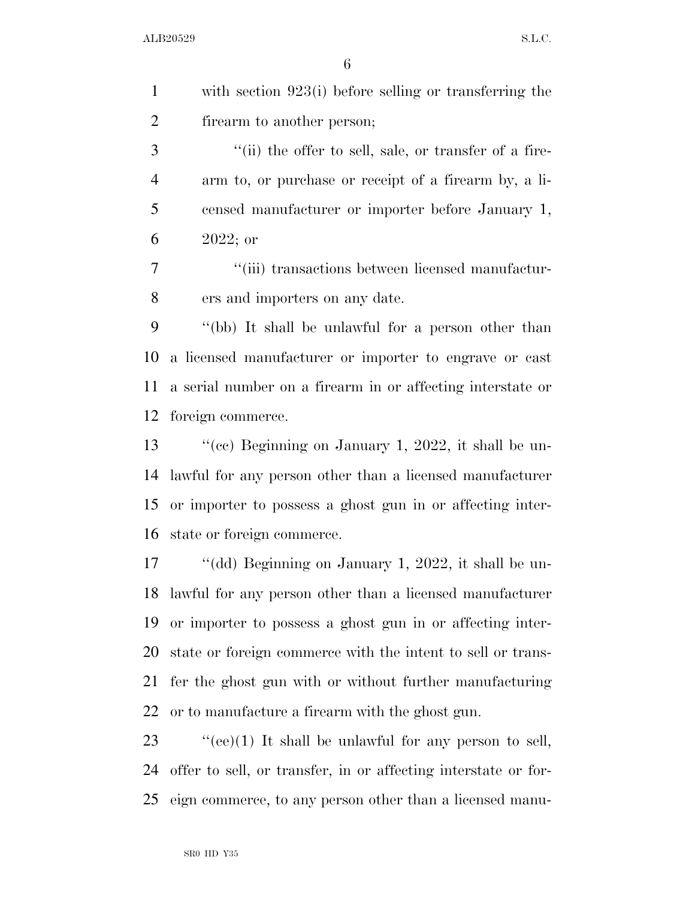with section 923(i) before selling or transferring the firearm to another person;

''(ii) the offer to sell, sale, or transfer of a firearm to, or purchase or receipt of a firearm by, a licensed manufacturer or importer before January 1, 2022; or

''(iii) transactions between licensed manufacturers and importers on any date.

''(bb) It shall be unlawful for a person other than a licensed manufacturer or importer to engrave or cast a serial number on a firearm in or affecting interstate or foreign commerce.

''(cc) Beginning on January 1, 2022, it shall be unlawful for any person other than a licensed manufacturer or importer to possess a ghost gun in or affecting interstate or foreign commerce.

''(dd) Beginning on January 1, 2022, it shall be unlawful for any person other than a licensed manufacturer or importer to possess a ghost gun in or affecting interstate or foreign commerce with the intent to sell or transfer the ghost gun with or without further manufacturing or to manufacture a firearm with the ghost gun.

''(ee)(1) It shall be unlawful for any person to sell, offer to sell, or transfer, in or affecting interstate or foreign commerce, to any person other than a licensed manu-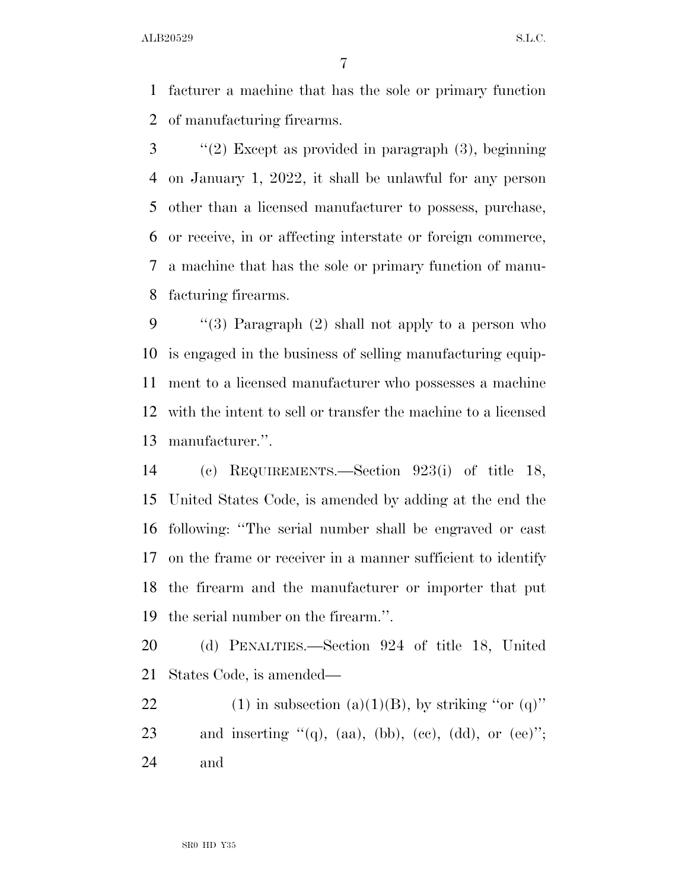facturer a machine that has the sole or primary function of manufacturing firearms.

"(2) Except as provided in paragraph (3), beginning on January 1, 2022, it shall be unlawful for any person other than a licensed manufacturer to possess, purchase, or receive, in or affecting interstate or foreign commerce, a machine that has the sole or primary function of manufacturing firearms.

"(3) Paragraph (2) shall not apply to a person who is engaged in the business of selling manufacturing equipment to a licensed manufacturer who possesses a machine with the intent to sell or transfer the machine to a licensed manufacturer.".

(c) REQUIREMENTS.—Section 923(i) of title 18, United States Code, is amended by adding at the end the following: "The serial number shall be engraved or cast on the frame or receiver in a manner sufficient to identify the firearm and the manufacturer or importer that put the serial number on the firearm.".

(d) PENALTIES.—Section 924 of title 18, United States Code, is amended—

(1) in subsection (a)(1)(B), by striking "or (q)" and inserting "(q), (aa), (bb), (cc), (dd), or (ee)"; and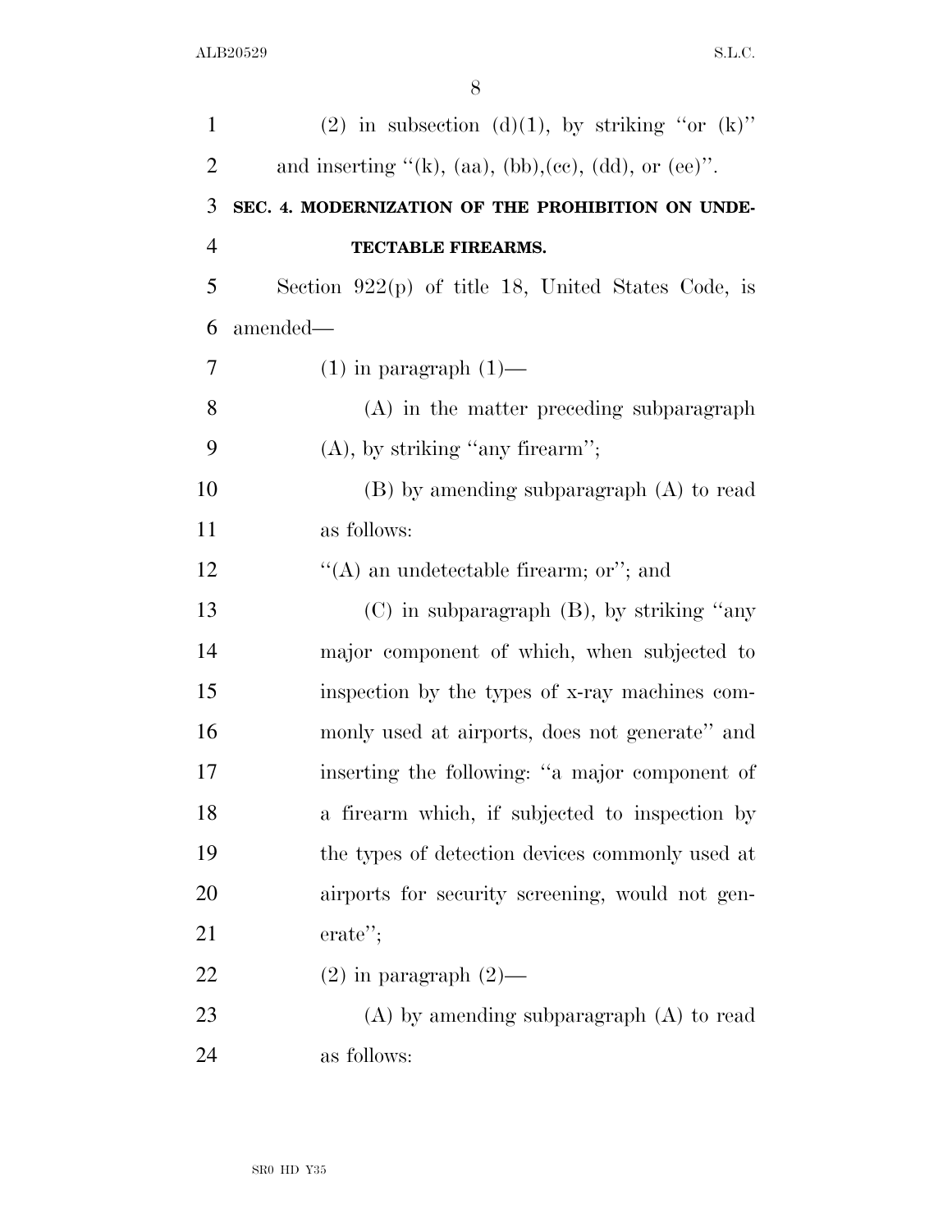(2) in subsection (d)(1), by striking "or (k)" and inserting "(k), (aa), (bb),(cc), (dd), or (ee)".

**SEC. 4. MODERNIZATION OF THE PROHIBITION ON UNDETECTABLE FIREARMS.**

Section 922(p) of title 18, United States Code, is amended—

(1) in paragraph (1)—

(A) in the matter preceding subparagraph (A), by striking "any firearm";

(B) by amending subparagraph (A) to read as follows:

"(A) an undetectable firearm; or"; and

(C) in subparagraph (B), by striking "any major component of which, when subjected to inspection by the types of x-ray machines commonly used at airports, does not generate" and inserting the following: "a major component of a firearm which, if subjected to inspection by the types of detection devices commonly used at airports for security screening, would not generate";

(2) in paragraph (2)—

(A) by amending subparagraph (A) to read as follows: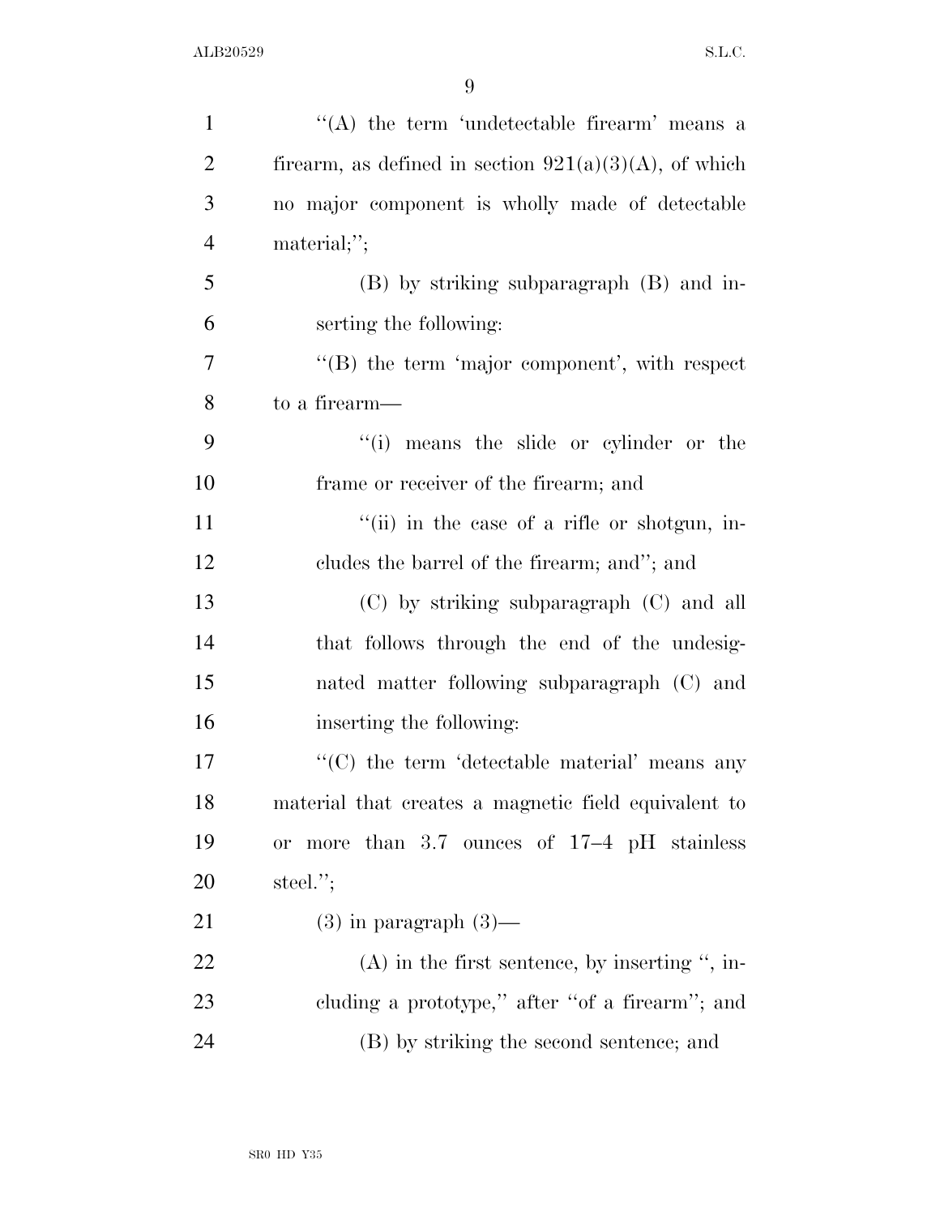"(A) the term 'undetectable firearm' means a firearm, as defined in section 921(a)(3)(A), of which no major component is wholly made of detectable material;";

(B) by striking subparagraph (B) and inserting the following:

"(B) the term 'major component', with respect to a firearm—

"(i) means the slide or cylinder or the frame or receiver of the firearm; and

"(ii) in the case of a rifle or shotgun, includes the barrel of the firearm; and"; and

(C) by striking subparagraph (C) and all that follows through the end of the undesignated matter following subparagraph (C) and inserting the following:

"(C) the term 'detectable material' means any material that creates a magnetic field equivalent to or more than 3.7 ounces of 17–4 pH stainless steel.";

(3) in paragraph (3)—

(A) in the first sentence, by inserting ", including a prototype," after "of a firearm"; and

(B) by striking the second sentence; and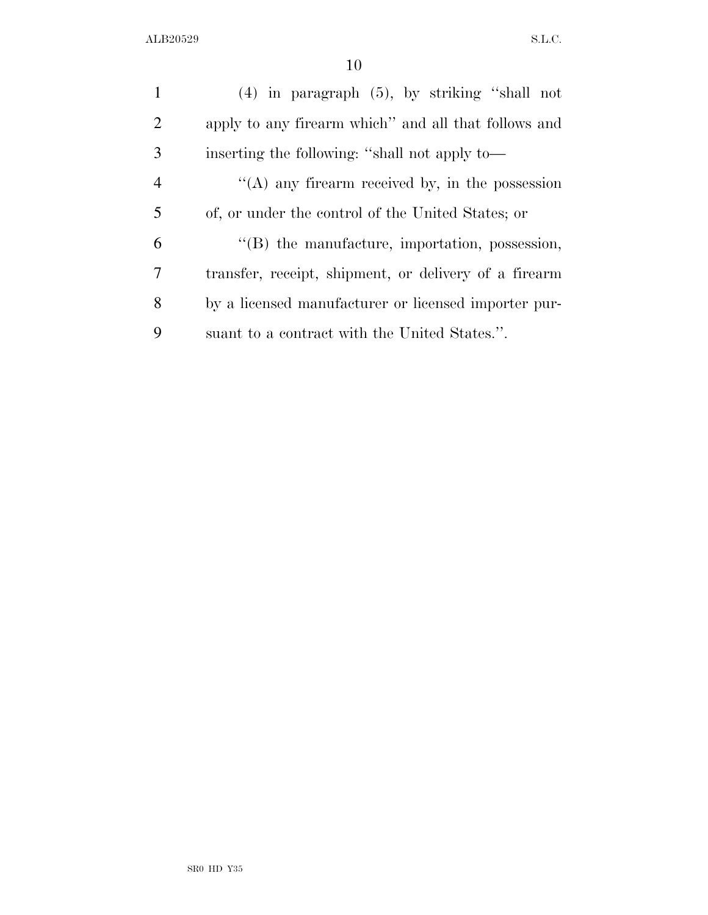(4) in paragraph (5), by striking ''shall not apply to any firearm which'' and all that follows and inserting the following: ''shall not apply to—

''(A) any firearm received by, in the possession of, or under the control of the United States; or

''(B) the manufacture, importation, possession, transfer, receipt, shipment, or delivery of a firearm by a licensed manufacturer or licensed importer pursuant to a contract with the United States.''.